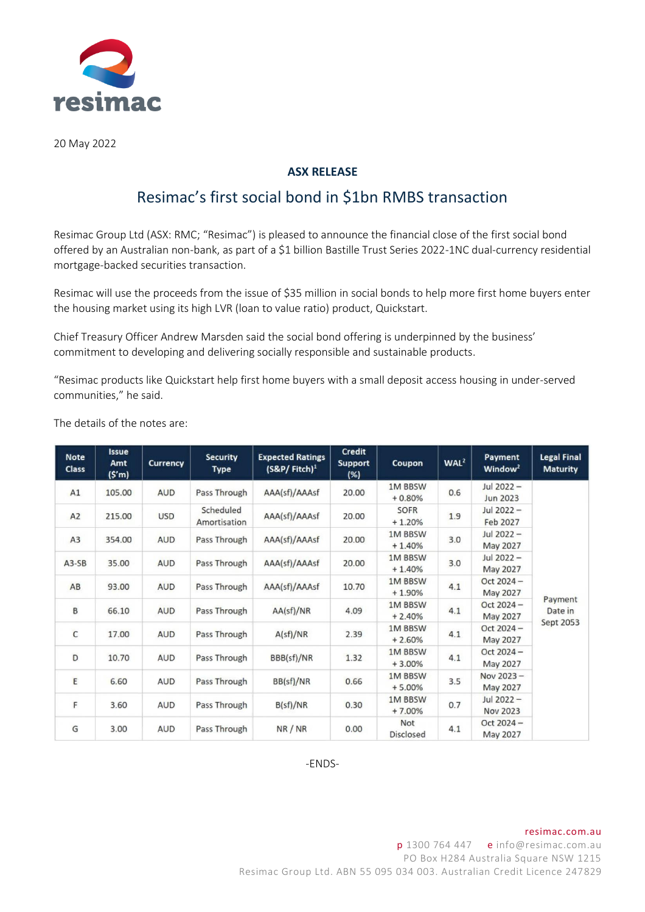20 May 2022

**ASX RELEASE**

# Resimac's first social bond in $1bn RMBS transaction

Resimac Group Ltd (ASX: RMC; "Resimac") is pleased to announce the financial close of the first social bond offered by an Australian non-bank, as part of a $1 billion Bastille Trust Series 2022-1NC dual-currency residential mortgage-backed securities transaction.

Resimac will use the proceeds from the issue of $35 million in social bonds to help more first home buyers enter the housing market using its high LVR (loan to value ratio) product, Quickstart.

Chief Treasury Officer Andrew Marsden said the social bond offering is underpinned by the business' commitment to developing and delivering socially responsible and sustainable products.

"Resimac products like Quickstart help first home buyers with a small deposit access housing in under-served communities," he said.

The details of the notes are:

| Note Class | Issue Amt ($'m) | Currency | Security Type | Expected Ratings (S&P/ Fitch)[1] | Credit Support (%) | Coupon | WAL[2] | Payment Window[2] | Legal Final Maturity |
|---|---|---|---|---|---|---|---|---|---|
| A1 | 105.00 | AUD | Pass Through | AAA(sf)/AAAsf | 20.00 | 1M BBSW + 0.80% | 0.6 | Jul 2022 – Jun 2023 | Payment Date in Sept 2053 |
| A2 | 215.00 | USD | Scheduled Amortisation | AAA(sf)/AAAsf | 20.00 | SOFR + 1.20% | 1.9 | Jul 2022 – Feb 2027 | |
| A3 | 354.00 | AUD | Pass Through | AAA(sf)/AAAsf | 20.00 | 1M BBSW + 1.40% | 3.0 | Jul 2022 – May 2027 | |
| A3-SB | 35.00 | AUD | Pass Through | AAA(sf)/AAAsf | 20.00 | 1M BBSW + 1.40% | 3.0 | Jul 2022 – May 2027 | |
| AB | 93.00 | AUD | Pass Through | AAA(sf)/AAAsf | 10.70 | 1M BBSW + 1.90% | 4.1 | Oct 2024 – May 2027 | |
| B | 66.10 | AUD | Pass Through | AA(sf)/NR | 4.09 | 1M BBSW + 2.40% | 4.1 | Oct 2024 – May 2027 | |
| C | 17.00 | AUD | Pass Through | A(sf)/NR | 2.39 | 1M BBSW + 2.60% | 4.1 | Oct 2024 – May 2027 | |
| D | 10.70 | AUD | Pass Through | BBB(sf)/NR | 1.32 | 1M BBSW + 3.00% | 4.1 | Oct 2024 – May 2027 | |
| E | 6.60 | AUD | Pass Through | BB(sf)/NR | 0.66 | 1M BBSW + 5.00% | 3.5 | Nov 2023 – May 2027 | |
| F | 3.60 | AUD | Pass Through | B(sf)/NR | 0.30 | 1M BBSW + 7.00% | 0.7 | Jul 2022 – Nov 2023 | |
| G | 3.00 | AUD | Pass Through | NR / NR | 0.00 | Not Disclosed | 4.1 | Oct 2024 – May 2027 | |

-ENDS-

resimac.com.au
p 1300 764 447 e info@resimac.com.au
PO Box H284 Australia Square NSW 1215
Resimac Group Ltd. ABN 55 095 034 003. Australian Credit Licence 247829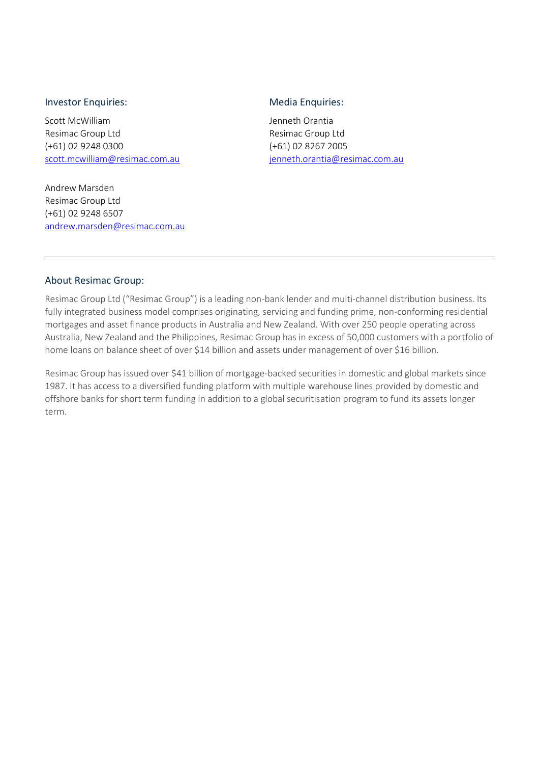### Investor Enquiries:

Scott McWilliam
Resimac Group Ltd
(+61) 02 9248 0300
scott.mcwilliam@resimac.com.au

Andrew Marsden
Resimac Group Ltd
(+61) 02 9248 6507
andrew.marsden@resimac.com.au

### Media Enquiries:

Jenneth Orantia
Resimac Group Ltd
(+61) 02 8267 2005
jenneth.orantia@resimac.com.au

---

### About Resimac Group:

Resimac Group Ltd ("Resimac Group") is a leading non-bank lender and multi-channel distribution business. Its fully integrated business model comprises originating, servicing and funding prime, non-conforming residential mortgages and asset finance products in Australia and New Zealand. With over 250 people operating across Australia, New Zealand and the Philippines, Resimac Group has in excess of 50,000 customers with a portfolio of home loans on balance sheet of over $14 billion and assets under management of over $16 billion.

Resimac Group has issued over $41 billion of mortgage-backed securities in domestic and global markets since 1987. It has access to a diversified funding platform with multiple warehouse lines provided by domestic and offshore banks for short term funding in addition to a global securitisation program to fund its assets longer term.